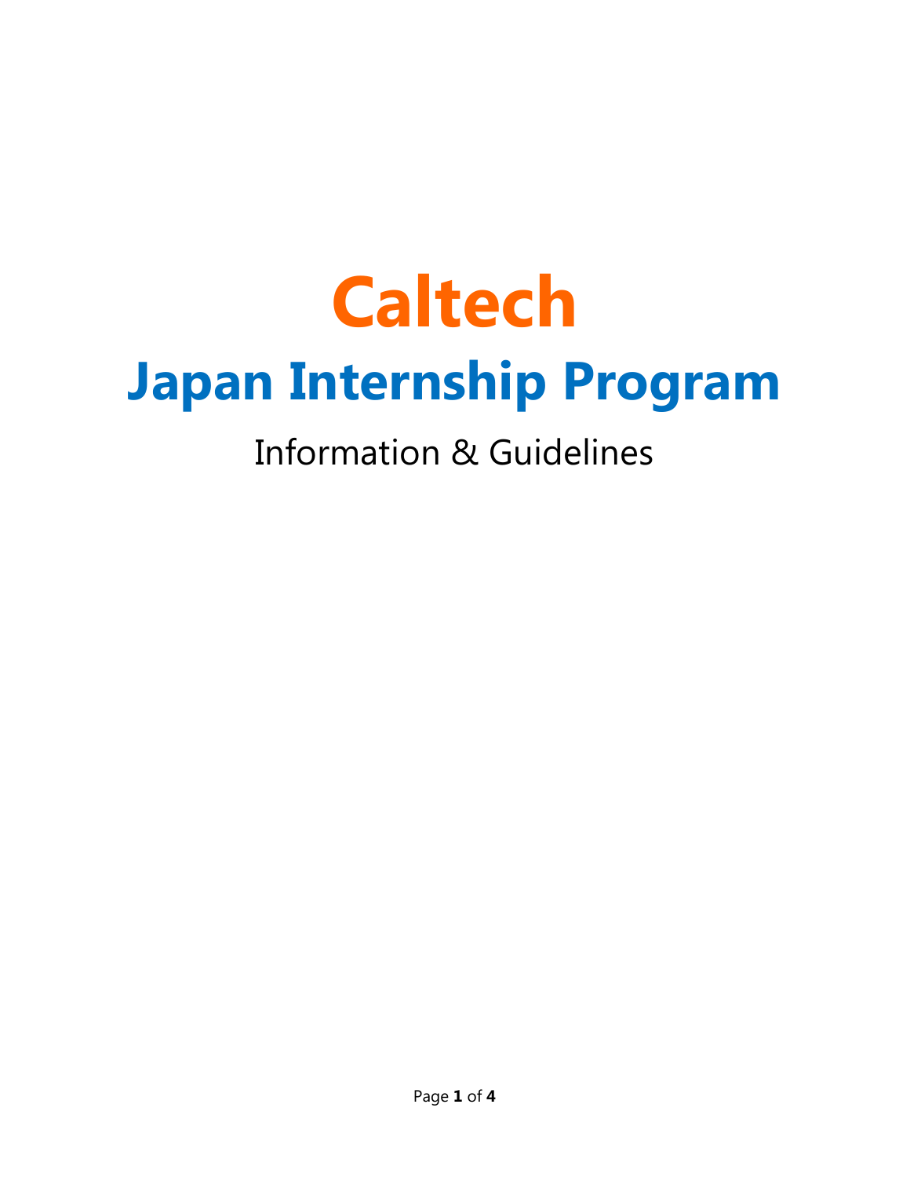# Caltech

## Japan Internship Program

Information & Guidelines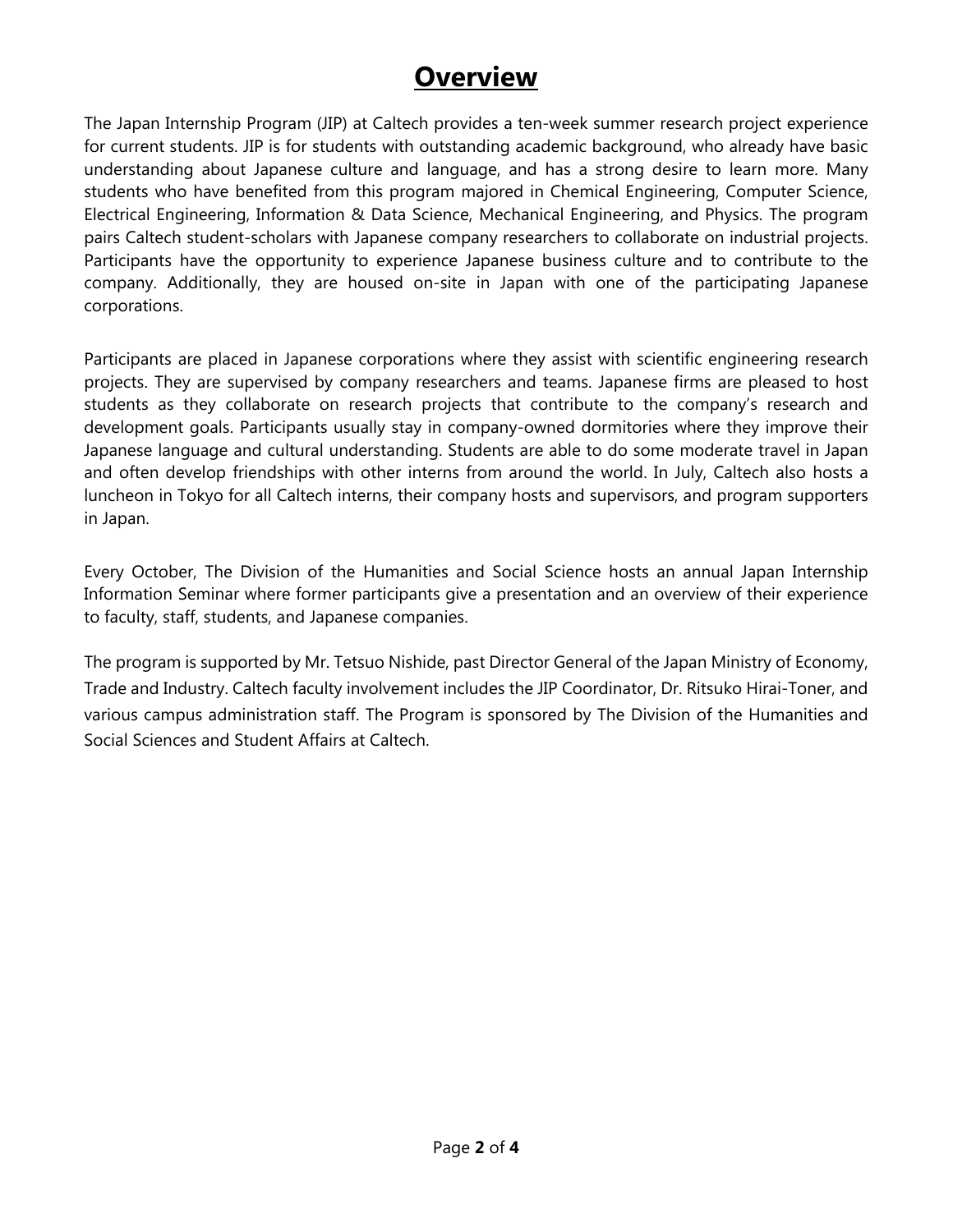# Overview

The Japan Internship Program (JIP) at Caltech provides a ten-week summer research project experience for current students. JIP is for students with outstanding academic background, who already have basic understanding about Japanese culture and language, and has a strong desire to learn more. Many students who have benefited from this program majored in Chemical Engineering, Computer Science, Electrical Engineering, Information & Data Science, Mechanical Engineering, and Physics. The program pairs Caltech student-scholars with Japanese company researchers to collaborate on industrial projects. Participants have the opportunity to experience Japanese business culture and to contribute to the company. Additionally, they are housed on-site in Japan with one of the participating Japanese corporations.

Participants are placed in Japanese corporations where they assist with scientific engineering research projects. They are supervised by company researchers and teams. Japanese firms are pleased to host students as they collaborate on research projects that contribute to the company's research and development goals. Participants usually stay in company-owned dormitories where they improve their Japanese language and cultural understanding. Students are able to do some moderate travel in Japan and often develop friendships with other interns from around the world. In July, Caltech also hosts a luncheon in Tokyo for all Caltech interns, their company hosts and supervisors, and program supporters in Japan.

Every October, The Division of the Humanities and Social Science hosts an annual Japan Internship Information Seminar where former participants give a presentation and an overview of their experience to faculty, staff, students, and Japanese companies.

The program is supported by Mr. Tetsuo Nishide, past Director General of the Japan Ministry of Economy, Trade and Industry. Caltech faculty involvement includes the JIP Coordinator, Dr. Ritsuko Hirai-Toner, and various campus administration staff. The Program is sponsored by The Division of the Humanities and Social Sciences and Student Affairs at Caltech.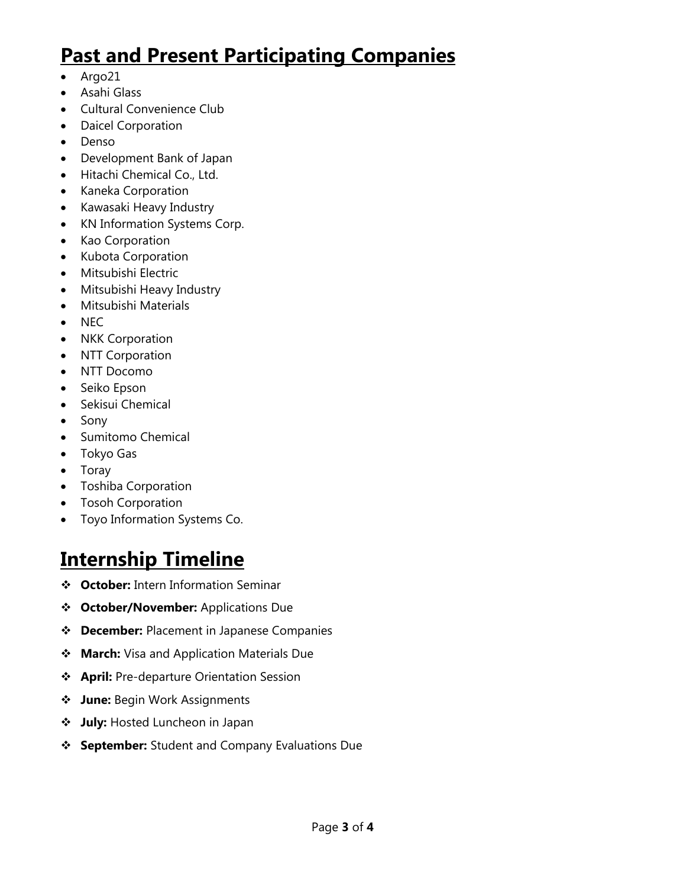## Past and Present Participating Companies

- Argo21
- Asahi Glass
- Cultural Convenience Club
- Daicel Corporation
- Denso
- Development Bank of Japan
- Hitachi Chemical Co., Ltd.
- Kaneka Corporation
- Kawasaki Heavy Industry
- KN Information Systems Corp.
- Kao Corporation
- Kubota Corporation
- Mitsubishi Electric
- Mitsubishi Heavy Industry
- Mitsubishi Materials
- NEC
- NKK Corporation
- NTT Corporation
- NTT Docomo
- Seiko Epson
- Sekisui Chemical
- Sony
- Sumitomo Chemical
- Tokyo Gas
- Toray
- Toshiba Corporation
- Tosoh Corporation
- Toyo Information Systems Co.

## Internship Timeline

- **October:** Intern Information Seminar
- **October/November:** Applications Due
- **December:** Placement in Japanese Companies
- **March:** Visa and Application Materials Due
- **April:** Pre-departure Orientation Session
- **June:** Begin Work Assignments
- **July:** Hosted Luncheon in Japan
- **September:** Student and Company Evaluations Due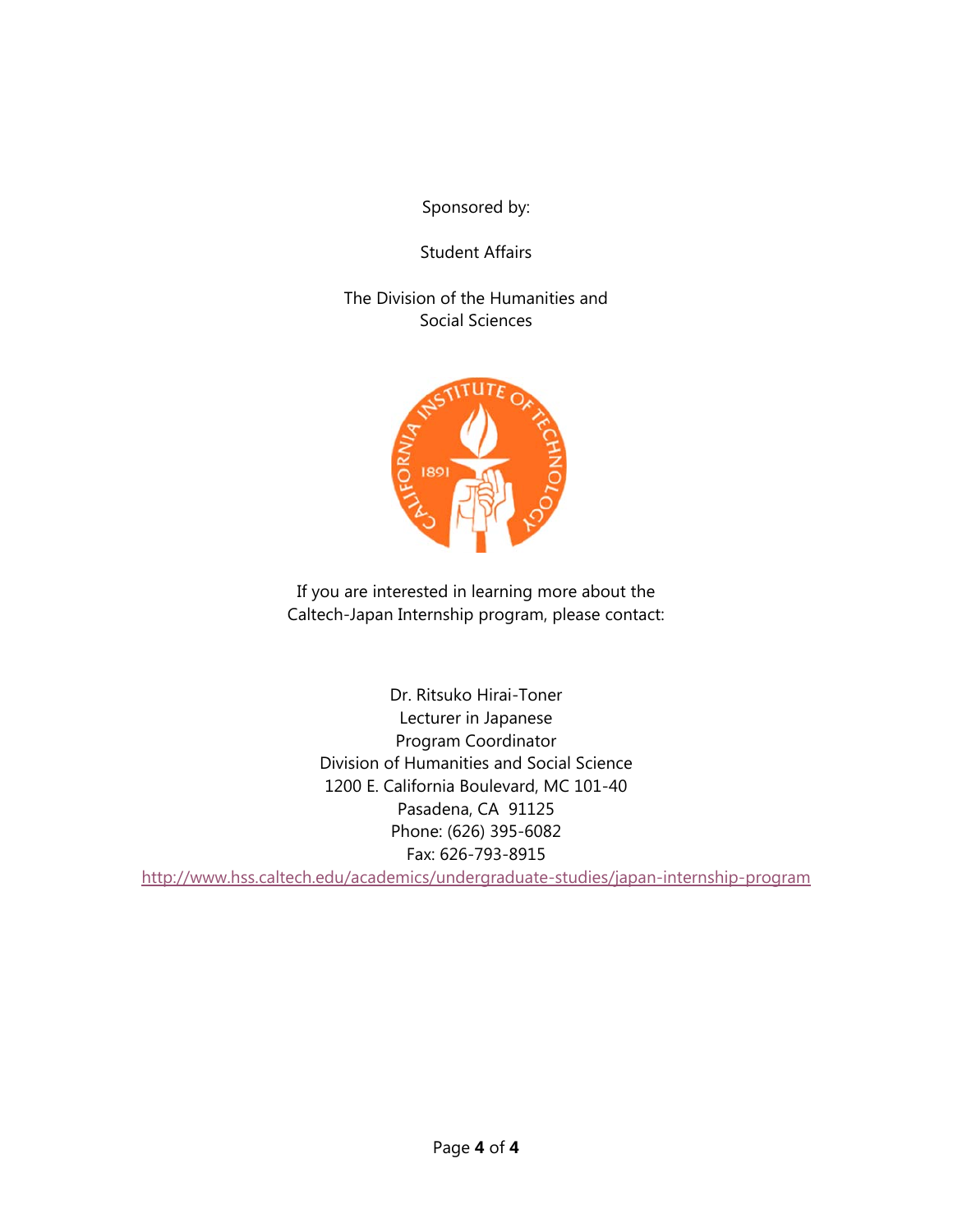Sponsored by:

Student Affairs

The Division of the Humanities and Social Sciences

If you are interested in learning more about the Caltech-Japan Internship program, please contact:

Dr. Ritsuko Hirai-Toner
Lecturer in Japanese
Program Coordinator
Division of Humanities and Social Science
1200 E. California Boulevard, MC 101-40
Pasadena, CA 91125
Phone: (626) 395-6082
Fax: 626-793-8915
http://www.hss.caltech.edu/academics/undergraduate-studies/japan-internship-program